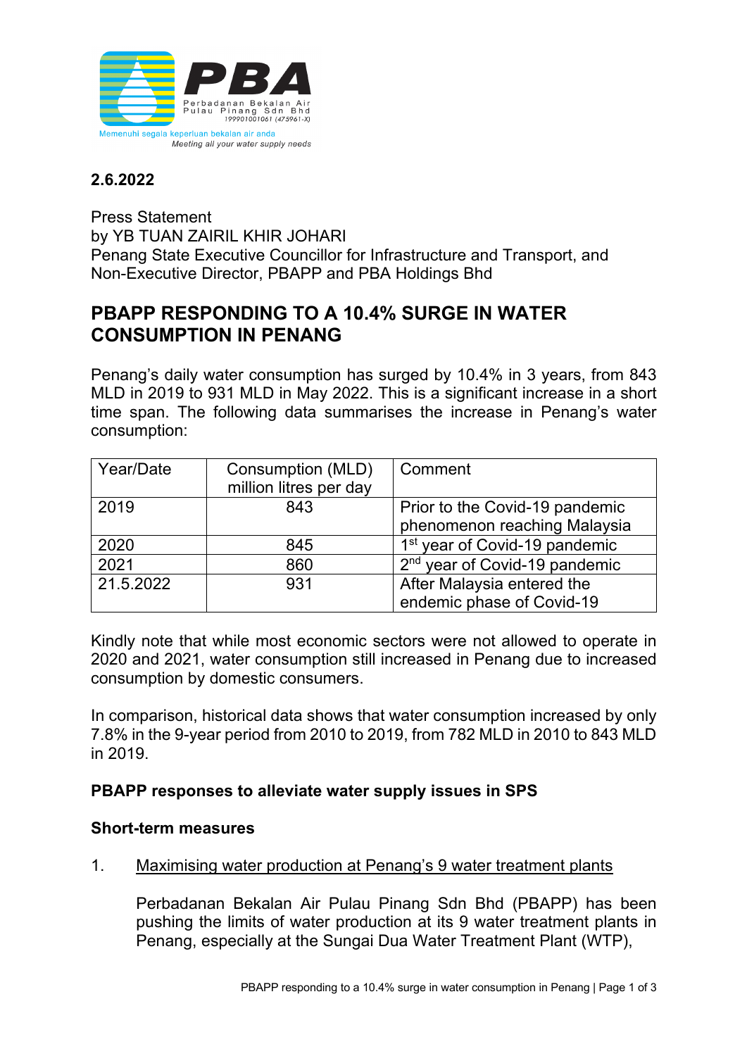**2.6.2022**

Press Statement
by YB TUAN ZAIRIL KHIR JOHARI
Penang State Executive Councillor for Infrastructure and Transport, and
Non-Executive Director, PBAPP and PBA Holdings Bhd

# PBAPP RESPONDING TO A 10.4% SURGE IN WATER CONSUMPTION IN PENANG

Penang's daily water consumption has surged by 10.4% in 3 years, from 843 MLD in 2019 to 931 MLD in May 2022. This is a significant increase in a short time span. The following data summarises the increase in Penang's water consumption:

| Year/Date | Consumption (MLD) million litres per day | Comment |
|---|---|---|
| 2019 | 843 | Prior to the Covid-19 pandemic phenomenon reaching Malaysia |
| 2020 | 845 | 1st year of Covid-19 pandemic |
| 2021 | 860 | 2nd year of Covid-19 pandemic |
| 21.5.2022 | 931 | After Malaysia entered the endemic phase of Covid-19 |

Kindly note that while most economic sectors were not allowed to operate in 2020 and 2021, water consumption still increased in Penang due to increased consumption by domestic consumers.

In comparison, historical data shows that water consumption increased by only 7.8% in the 9-year period from 2010 to 2019, from 782 MLD in 2010 to 843 MLD in 2019.

## PBAPP responses to alleviate water supply issues in SPS

### Short-term measures

1. <u>Maximising water production at Penang's 9 water treatment plants</u>

   Perbadanan Bekalan Air Pulau Pinang Sdn Bhd (PBAPP) has been pushing the limits of water production at its 9 water treatment plants in Penang, especially at the Sungai Dua Water Treatment Plant (WTP),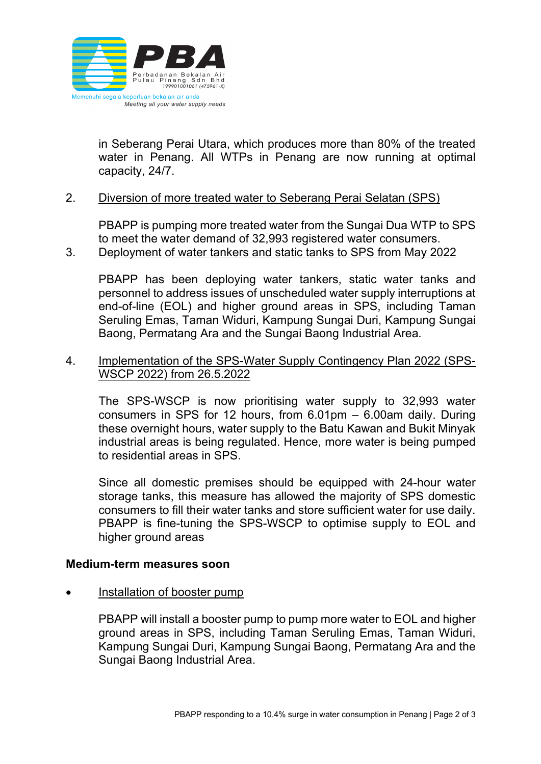in Seberang Perai Utara, which produces more than 80% of the treated water in Penang. All WTPs in Penang are now running at optimal capacity, 24/7.

2. Diversion of more treated water to Seberang Perai Selatan (SPS)

   PBAPP is pumping more treated water from the Sungai Dua WTP to SPS to meet the water demand of 32,993 registered water consumers.

3. Deployment of water tankers and static tanks to SPS from May 2022

   PBAPP has been deploying water tankers, static water tanks and personnel to address issues of unscheduled water supply interruptions at end-of-line (EOL) and higher ground areas in SPS, including Taman Seruling Emas, Taman Widuri, Kampung Sungai Duri, Kampung Sungai Baong, Permatang Ara and the Sungai Baong Industrial Area.

4. Implementation of the SPS-Water Supply Contingency Plan 2022 (SPS-WSCP 2022) from 26.5.2022

   The SPS-WSCP is now prioritising water supply to 32,993 water consumers in SPS for 12 hours, from 6.01pm – 6.00am daily. During these overnight hours, water supply to the Batu Kawan and Bukit Minyak industrial areas is being regulated. Hence, more water is being pumped to residential areas in SPS.

   Since all domestic premises should be equipped with 24-hour water storage tanks, this measure has allowed the majority of SPS domestic consumers to fill their water tanks and store sufficient water for use daily. PBAPP is fine-tuning the SPS-WSCP to optimise supply to EOL and higher ground areas

**Medium-term measures soon**

- Installation of booster pump

  PBAPP will install a booster pump to pump more water to EOL and higher ground areas in SPS, including Taman Seruling Emas, Taman Widuri, Kampung Sungai Duri, Kampung Sungai Baong, Permatang Ara and the Sungai Baong Industrial Area.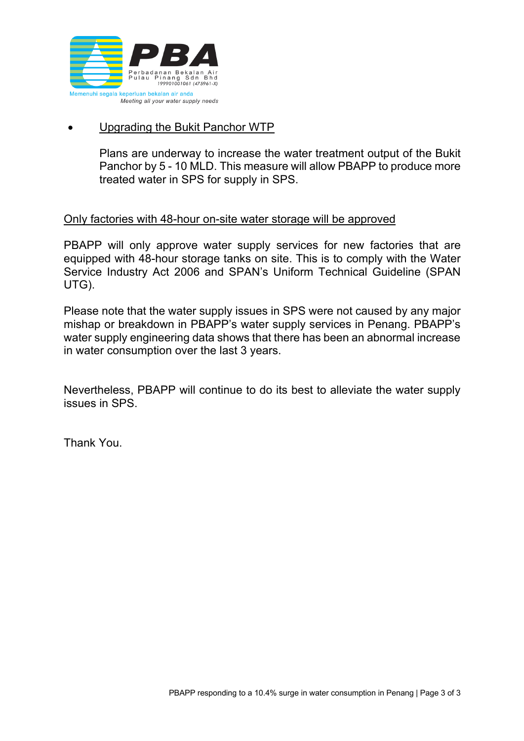- Upgrading the Bukit Panchor WTP

  Plans are underway to increase the water treatment output of the Bukit Panchor by 5 - 10 MLD. This measure will allow PBAPP to produce more treated water in SPS for supply in SPS.

Only factories with 48-hour on-site water storage will be approved

PBAPP will only approve water supply services for new factories that are equipped with 48-hour storage tanks on site. This is to comply with the Water Service Industry Act 2006 and SPAN's Uniform Technical Guideline (SPAN UTG).

Please note that the water supply issues in SPS were not caused by any major mishap or breakdown in PBAPP's water supply services in Penang. PBAPP's water supply engineering data shows that there has been an abnormal increase in water consumption over the last 3 years.

Nevertheless, PBAPP will continue to do its best to alleviate the water supply issues in SPS.

Thank You.